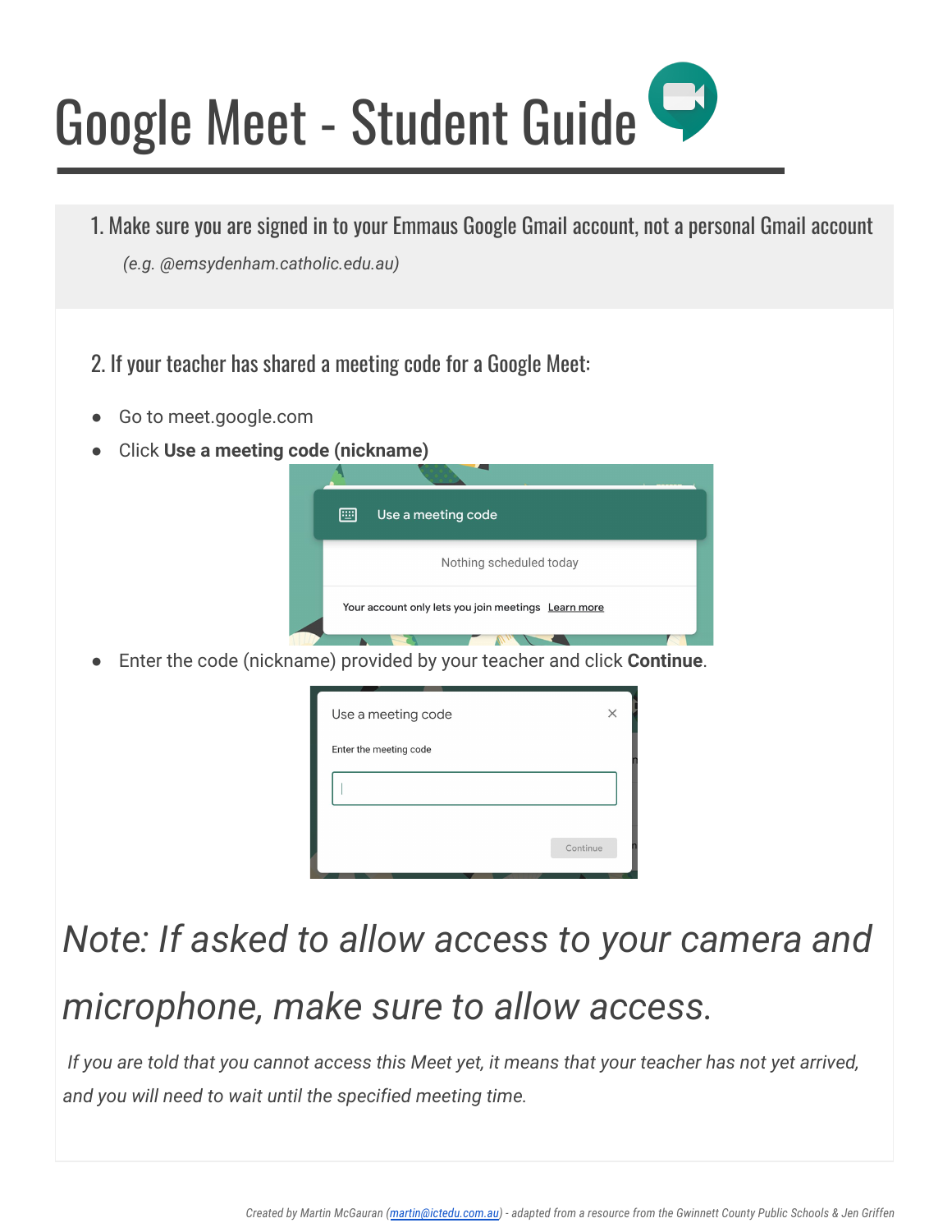# Google Meet - Student Guide

1. Make sure you are signed in to your Emmaus Google Gmail account, not a personal Gmail account

   *(e.g. @emsydenham.catholic.edu.au)*

2. If your teacher has shared a meeting code for a Google Meet:

- Go to meet.google.com
- Click **Use a meeting code (nickname)**
- Enter the code (nickname) provided by your teacher and click **Continue**.

*Note: If asked to allow access to your camera and microphone, make sure to allow access.*

*If you are told that you cannot access this Meet yet, it means that your teacher has not yet arrived, and you will need to wait until the specified meeting time.*

*Created by Martin McGauran (martin@ictedu.com.au) - adapted from a resource from the Gwinnett County Public Schools & Jen Griffen*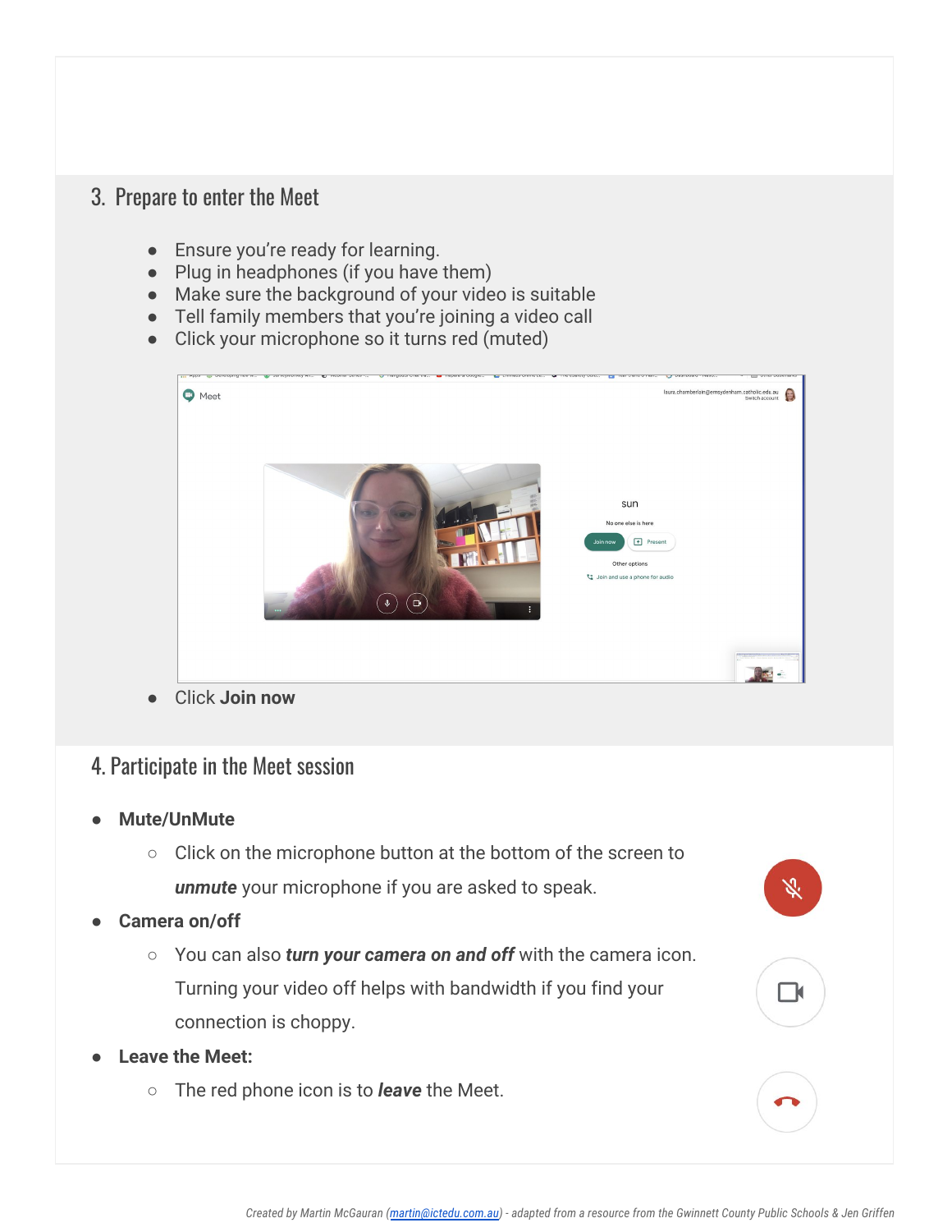## 3. Prepare to enter the Meet

- Ensure you're ready for learning.
- Plug in headphones (if you have them)
- Make sure the background of your video is suitable
- Tell family members that you're joining a video call
- Click your microphone so it turns red (muted)
- Click **Join now**

## 4. Participate in the Meet session

- **Mute/UnMute**
  - Click on the microphone button at the bottom of the screen to ***unmute*** your microphone if you are asked to speak.
- **Camera on/off**
  - You can also ***turn your camera on and off*** with the camera icon. Turning your video off helps with bandwidth if you find your connection is choppy.
- **Leave the Meet:**
  - The red phone icon is to ***leave*** the Meet.

*Created by Martin McGauran (martin@ictedu.com.au) - adapted from a resource from the Gwinnett County Public Schools & Jen Griffen*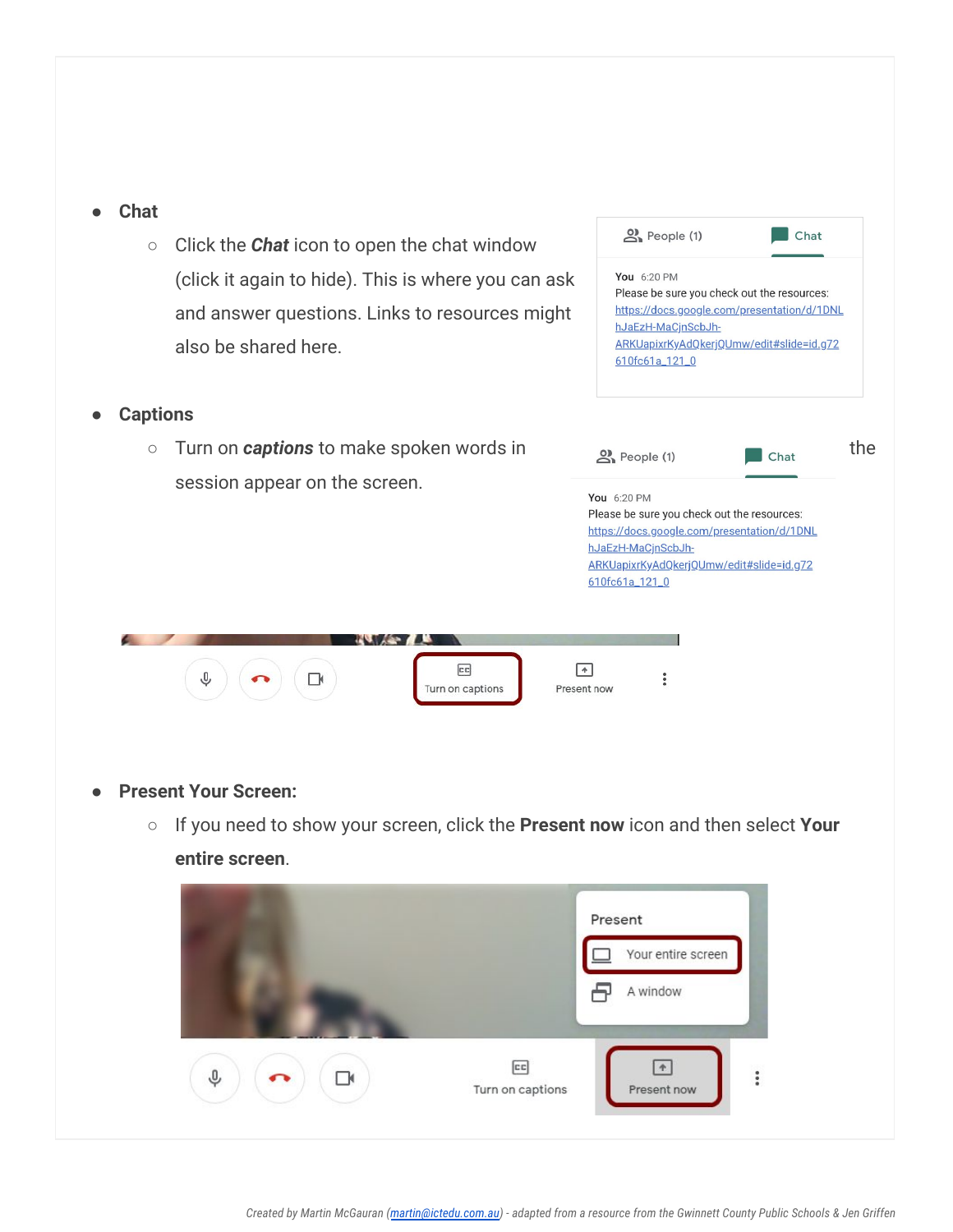- **Chat**
  - Click the ***Chat*** icon to open the chat window (click it again to hide). This is where you can ask and answer questions. Links to resources might also be shared here.

- **Captions**
  - Turn on ***captions*** to make spoken words in the session appear on the screen.

- **Present Your Screen:**
  - If you need to show your screen, click the **Present now** icon and then select **Your entire screen**.

*Created by Martin McGauran (martin@ictedu.com.au) - adapted from a resource from the Gwinnett County Public Schools & Jen Griffen*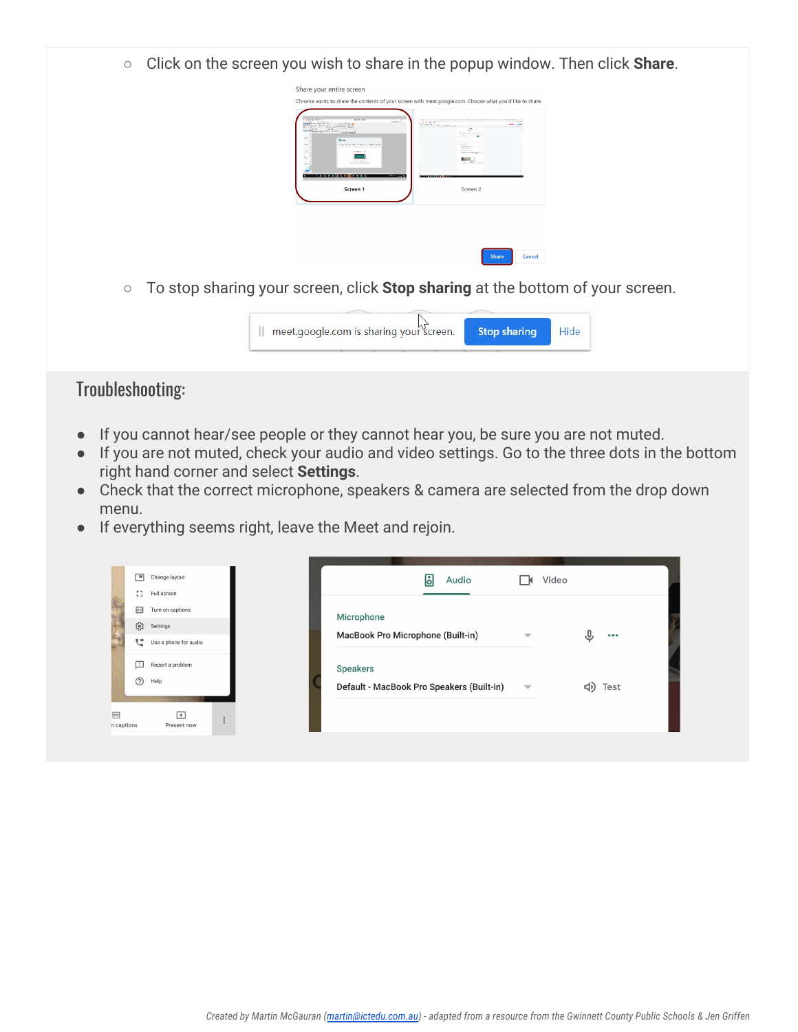- Click on the screen you wish to share in the popup window. Then click **Share**.
- To stop sharing your screen, click **Stop sharing** at the bottom of your screen.

## Troubleshooting:

- If you cannot hear/see people or they cannot hear you, be sure you are not muted.
- If you are not muted, check your audio and video settings. Go to the three dots in the bottom right hand corner and select **Settings**.
- Check that the correct microphone, speakers & camera are selected from the drop down menu.
- If everything seems right, leave the Meet and rejoin.

*Created by Martin McGauran (martin@ictedu.com.au) - adapted from a resource from the Gwinnett County Public Schools & Jen Griffen*